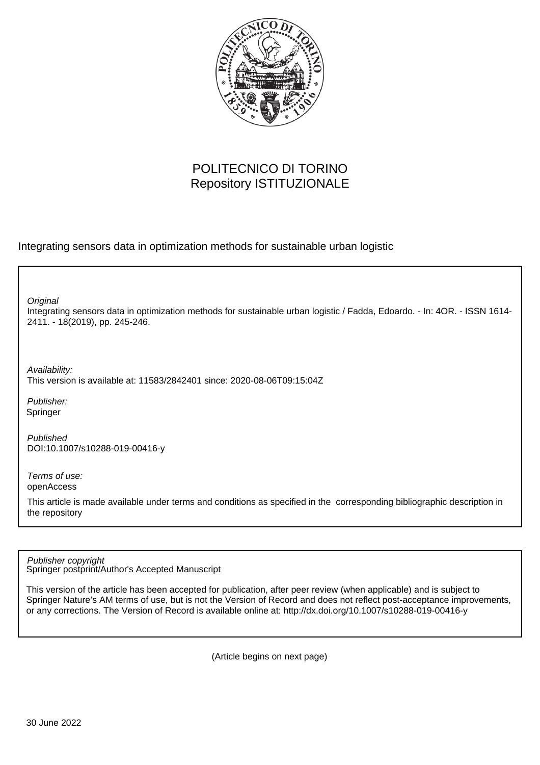POLITECNICO DI TORINO
Repository ISTITUZIONALE

Integrating sensors data in optimization methods for sustainable urban logistic

*Original*
Integrating sensors data in optimization methods for sustainable urban logistic / Fadda, Edoardo. - In: 4OR. - ISSN 1614-2411. - 18(2019), pp. 245-246.

*Availability:*
This version is available at: 11583/2842401 since: 2020-08-06T09:15:04Z

*Publisher:*
Springer

*Published*
DOI:10.1007/s10288-019-00416-y

*Terms of use:*
openAccess

This article is made available under terms and conditions as specified in the corresponding bibliographic description in the repository

*Publisher copyright*
Springer postprint/Author's Accepted Manuscript

This version of the article has been accepted for publication, after peer review (when applicable) and is subject to Springer Nature's AM terms of use, but is not the Version of Record and does not reflect post-acceptance improvements, or any corrections. The Version of Record is available online at: http://dx.doi.org/10.1007/s10288-019-00416-y

(Article begins on next page)

30 June 2022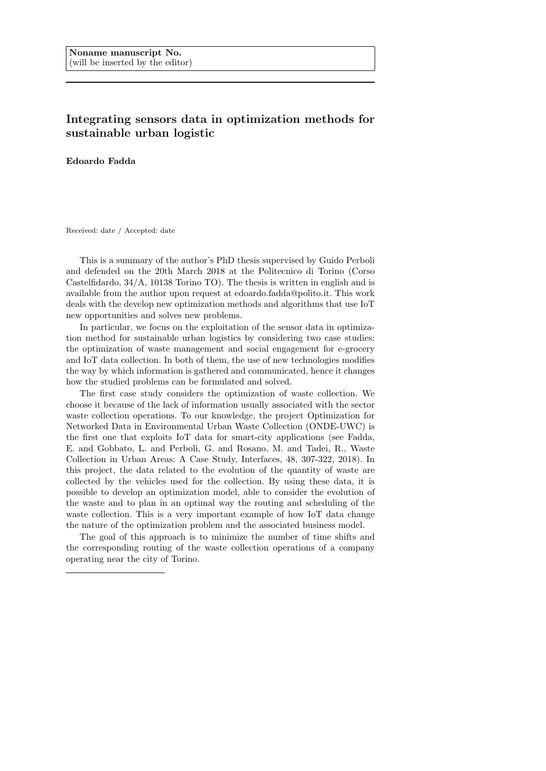Noname manuscript No.
(will be inserted by the editor)

# Integrating sensors data in optimization methods for sustainable urban logistic

**Edoardo Fadda**

Received: date / Accepted: date

This is a summary of the author's PhD thesis supervised by Guido Perboli and defended on the 20th March 2018 at the Politecnico di Torino (Corso Castelfidardo, 34/A, 10138 Torino TO). The thesis is written in english and is available from the author upon request at edoardo.fadda@polito.it. This work deals with the develop new optimization methods and algorithms that use IoT new opportunities and solves new problems.

In particular, we focus on the exploitation of the sensor data in optimization method for sustainable urban logistics by considering two case studies: the optimization of waste management and social engagement for e-grocery and IoT data collection. In both of them, the use of new technologies modifies the way by which information is gathered and communicated, hence it changes how the studied problems can be formulated and solved.

The first case study considers the optimization of waste collection. We choose it because of the lack of information usually associated with the sector waste collection operations. To our knowledge, the project Optimization for Networked Data in Environmental Urban Waste Collection (ONDE-UWC) is the first one that exploits IoT data for smart-city applications (see Fadda, E. and Gobbato, L. and Perboli, G. and Rosano, M. and Tadei, R., Waste Collection in Urban Areas: A Case Study, Interfaces, 48, 307-322, 2018). In this project, the data related to the evolution of the quantity of waste are collected by the vehicles used for the collection. By using these data, it is possible to develop an optimization model, able to consider the evolution of the waste and to plan in an optimal way the routing and scheduling of the waste collection. This is a very important example of how IoT data change the nature of the optimization problem and the associated business model.

The goal of this approach is to minimize the number of time shifts and the corresponding routing of the waste collection operations of a company operating near the city of Torino.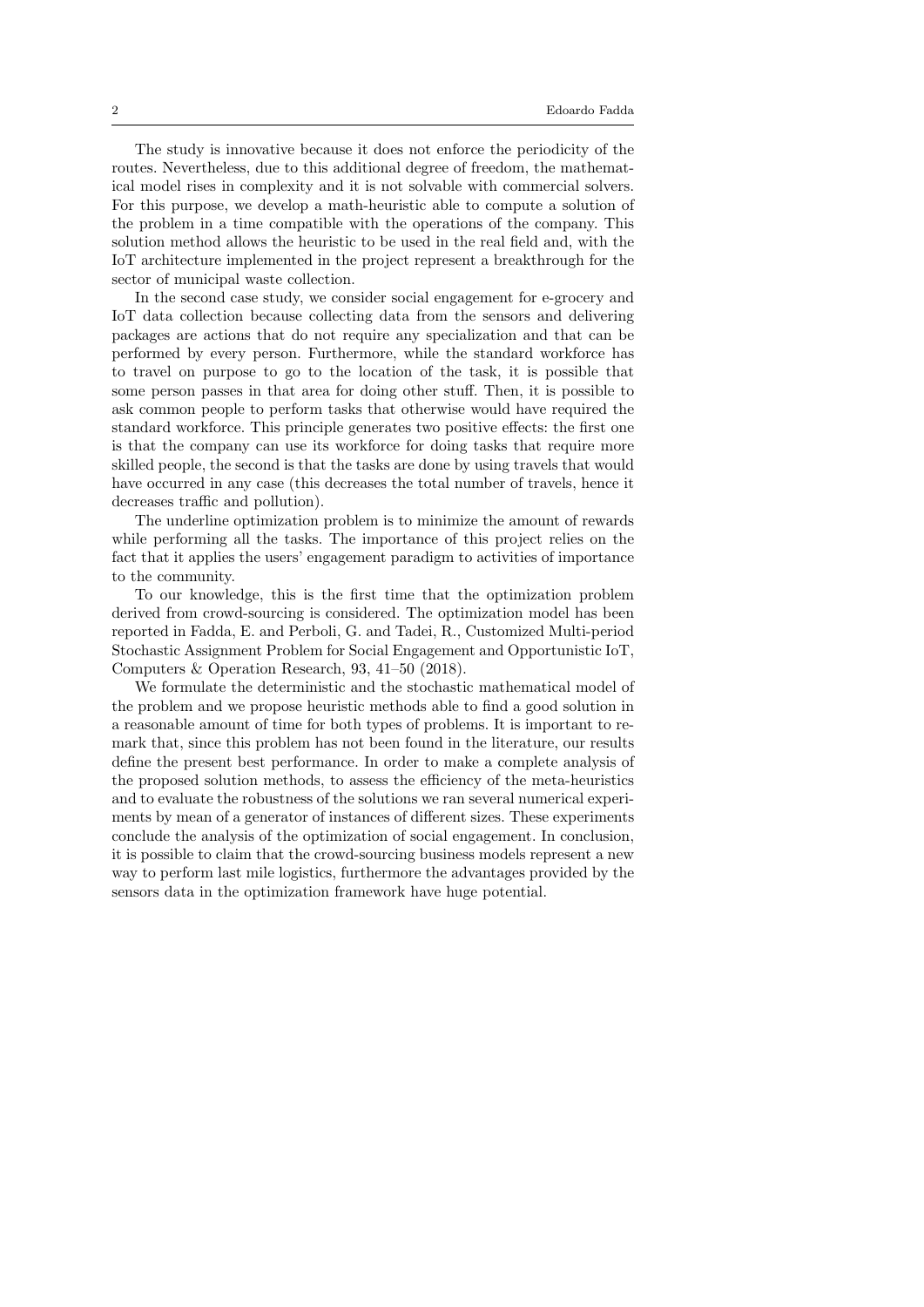The study is innovative because it does not enforce the periodicity of the routes. Nevertheless, due to this additional degree of freedom, the mathematical model rises in complexity and it is not solvable with commercial solvers. For this purpose, we develop a math-heuristic able to compute a solution of the problem in a time compatible with the operations of the company. This solution method allows the heuristic to be used in the real field and, with the IoT architecture implemented in the project represent a breakthrough for the sector of municipal waste collection.

In the second case study, we consider social engagement for e-grocery and IoT data collection because collecting data from the sensors and delivering packages are actions that do not require any specialization and that can be performed by every person. Furthermore, while the standard workforce has to travel on purpose to go to the location of the task, it is possible that some person passes in that area for doing other stuff. Then, it is possible to ask common people to perform tasks that otherwise would have required the standard workforce. This principle generates two positive effects: the first one is that the company can use its workforce for doing tasks that require more skilled people, the second is that the tasks are done by using travels that would have occurred in any case (this decreases the total number of travels, hence it decreases traffic and pollution).

The underline optimization problem is to minimize the amount of rewards while performing all the tasks. The importance of this project relies on the fact that it applies the users' engagement paradigm to activities of importance to the community.

To our knowledge, this is the first time that the optimization problem derived from crowd-sourcing is considered. The optimization model has been reported in Fadda, E. and Perboli, G. and Tadei, R., Customized Multi-period Stochastic Assignment Problem for Social Engagement and Opportunistic IoT, Computers & Operation Research, 93, 41–50 (2018).

We formulate the deterministic and the stochastic mathematical model of the problem and we propose heuristic methods able to find a good solution in a reasonable amount of time for both types of problems. It is important to remark that, since this problem has not been found in the literature, our results define the present best performance. In order to make a complete analysis of the proposed solution methods, to assess the efficiency of the meta-heuristics and to evaluate the robustness of the solutions we ran several numerical experiments by mean of a generator of instances of different sizes. These experiments conclude the analysis of the optimization of social engagement. In conclusion, it is possible to claim that the crowd-sourcing business models represent a new way to perform last mile logistics, furthermore the advantages provided by the sensors data in the optimization framework have huge potential.